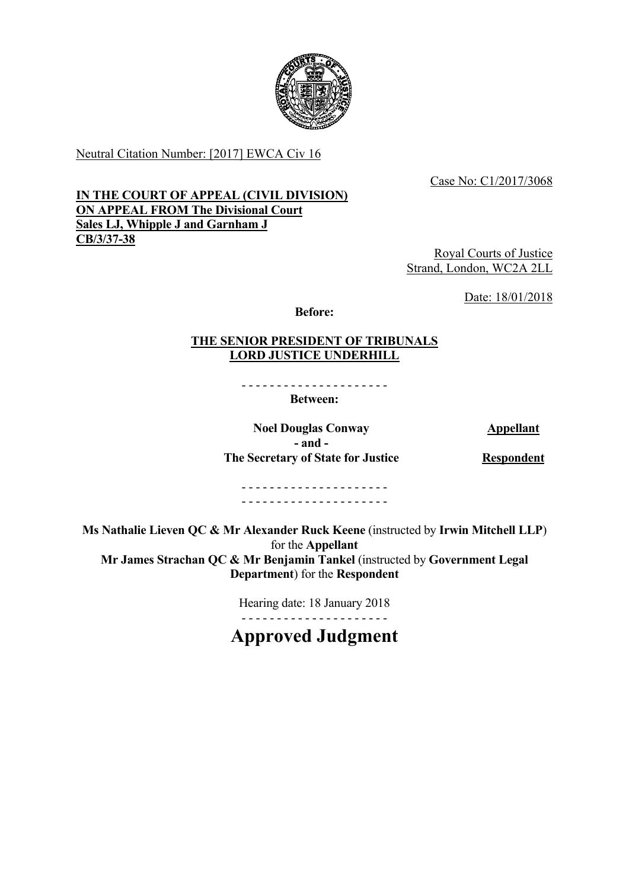Neutral Citation Number: [2017] EWCA Civ 16

Case No: C1/2017/3068

**IN THE COURT OF APPEAL (CIVIL DIVISION)**
**ON APPEAL FROM The Divisional Court**
**Sales LJ, Whipple J and Garnham J**
**CB/3/37-38**

Royal Courts of Justice
Strand, London, WC2A 2LL

Date: 18/01/2018

**Before:**

**THE SENIOR PRESIDENT OF TRIBUNALS**
**LORD JUSTICE UNDERHILL**

- - - - - - - - - - - - - - - - - - - - -

**Between:**

| | |
|---|---|
| **Noel Douglas Conway** | **Appellant** |
| **- and -** | |
| **The Secretary of State for Justice** | **Respondent** |

- - - - - - - - - - - - - - - - - - - - -
- - - - - - - - - - - - - - - - - - - - -

**Ms Nathalie Lieven QC & Mr Alexander Ruck Keene** (instructed by **Irwin Mitchell LLP**) for the **Appellant**
**Mr James Strachan QC & Mr Benjamin Tankel** (instructed by **Government Legal Department**) for the **Respondent**

Hearing date: 18 January 2018

- - - - - - - - - - - - - - - - - - - - -

# Approved Judgment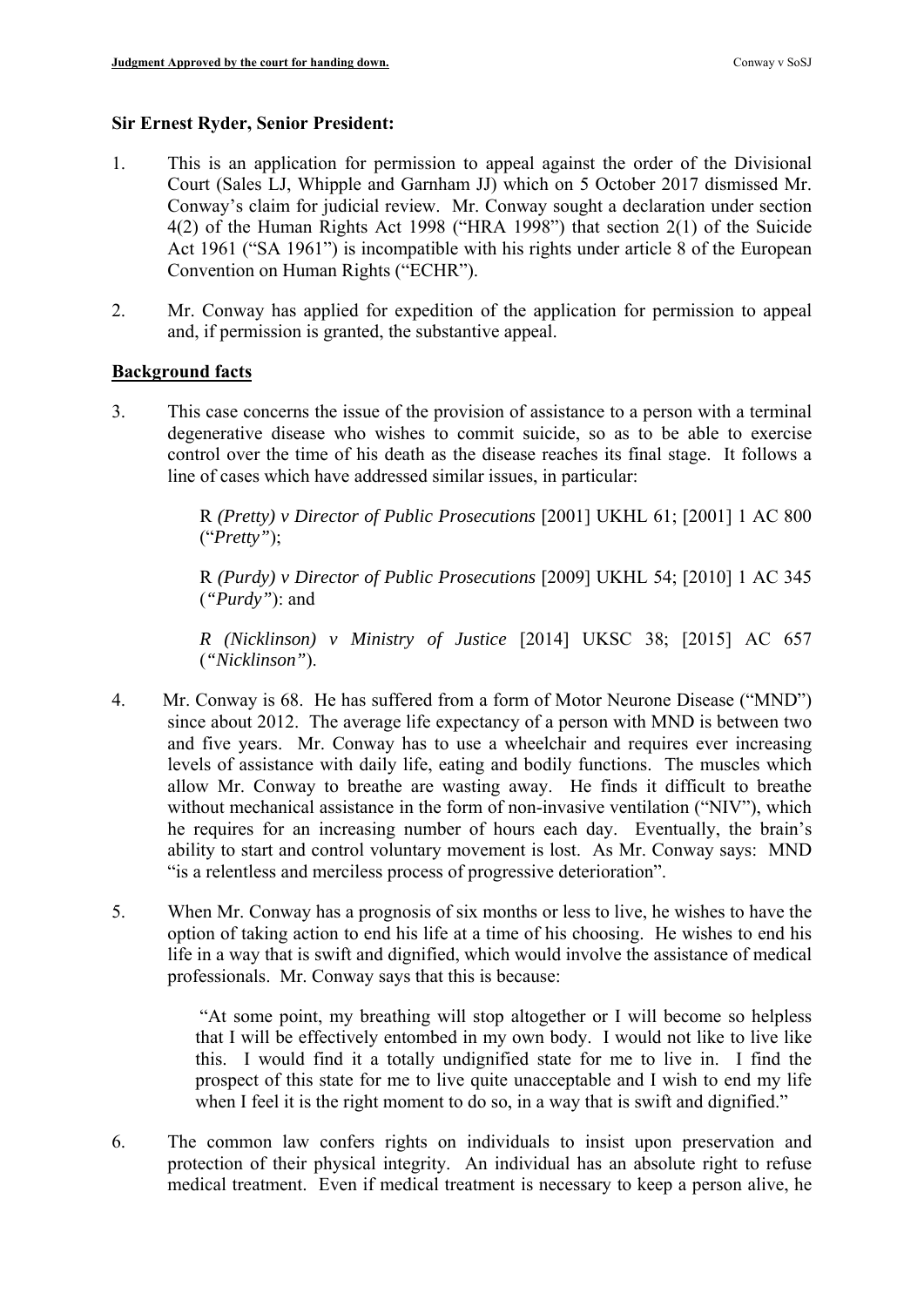**Sir Ernest Ryder, Senior President:**

1. This is an application for permission to appeal against the order of the Divisional Court (Sales LJ, Whipple and Garnham JJ) which on 5 October 2017 dismissed Mr. Conway's claim for judicial review. Mr. Conway sought a declaration under section 4(2) of the Human Rights Act 1998 ("HRA 1998") that section 2(1) of the Suicide Act 1961 ("SA 1961") is incompatible with his rights under article 8 of the European Convention on Human Rights ("ECHR").

2. Mr. Conway has applied for expedition of the application for permission to appeal and, if permission is granted, the substantive appeal.

## Background facts

3. This case concerns the issue of the provision of assistance to a person with a terminal degenerative disease who wishes to commit suicide, so as to be able to exercise control over the time of his death as the disease reaches its final stage. It follows a line of cases which have addressed similar issues, in particular:

   R *(Pretty) v Director of Public Prosecutions* [2001] UKHL 61; [2001] 1 AC 800 ("*Pretty"*);

   R *(Purdy) v Director of Public Prosecutions* [2009] UKHL 54; [2010] 1 AC 345 (*"Purdy"*): and

   *R (Nicklinson) v Ministry of Justice* [2014] UKSC 38; [2015] AC 657 (*"Nicklinson"*).

4. Mr. Conway is 68. He has suffered from a form of Motor Neurone Disease ("MND") since about 2012. The average life expectancy of a person with MND is between two and five years. Mr. Conway has to use a wheelchair and requires ever increasing levels of assistance with daily life, eating and bodily functions. The muscles which allow Mr. Conway to breathe are wasting away. He finds it difficult to breathe without mechanical assistance in the form of non-invasive ventilation ("NIV"), which he requires for an increasing number of hours each day. Eventually, the brain's ability to start and control voluntary movement is lost. As Mr. Conway says: MND "is a relentless and merciless process of progressive deterioration".

5. When Mr. Conway has a prognosis of six months or less to live, he wishes to have the option of taking action to end his life at a time of his choosing. He wishes to end his life in a way that is swift and dignified, which would involve the assistance of medical professionals. Mr. Conway says that this is because:

   "At some point, my breathing will stop altogether or I will become so helpless that I will be effectively entombed in my own body. I would not like to live like this. I would find it a totally undignified state for me to live in. I find the prospect of this state for me to live quite unacceptable and I wish to end my life when I feel it is the right moment to do so, in a way that is swift and dignified."

6. The common law confers rights on individuals to insist upon preservation and protection of their physical integrity. An individual has an absolute right to refuse medical treatment. Even if medical treatment is necessary to keep a person alive, he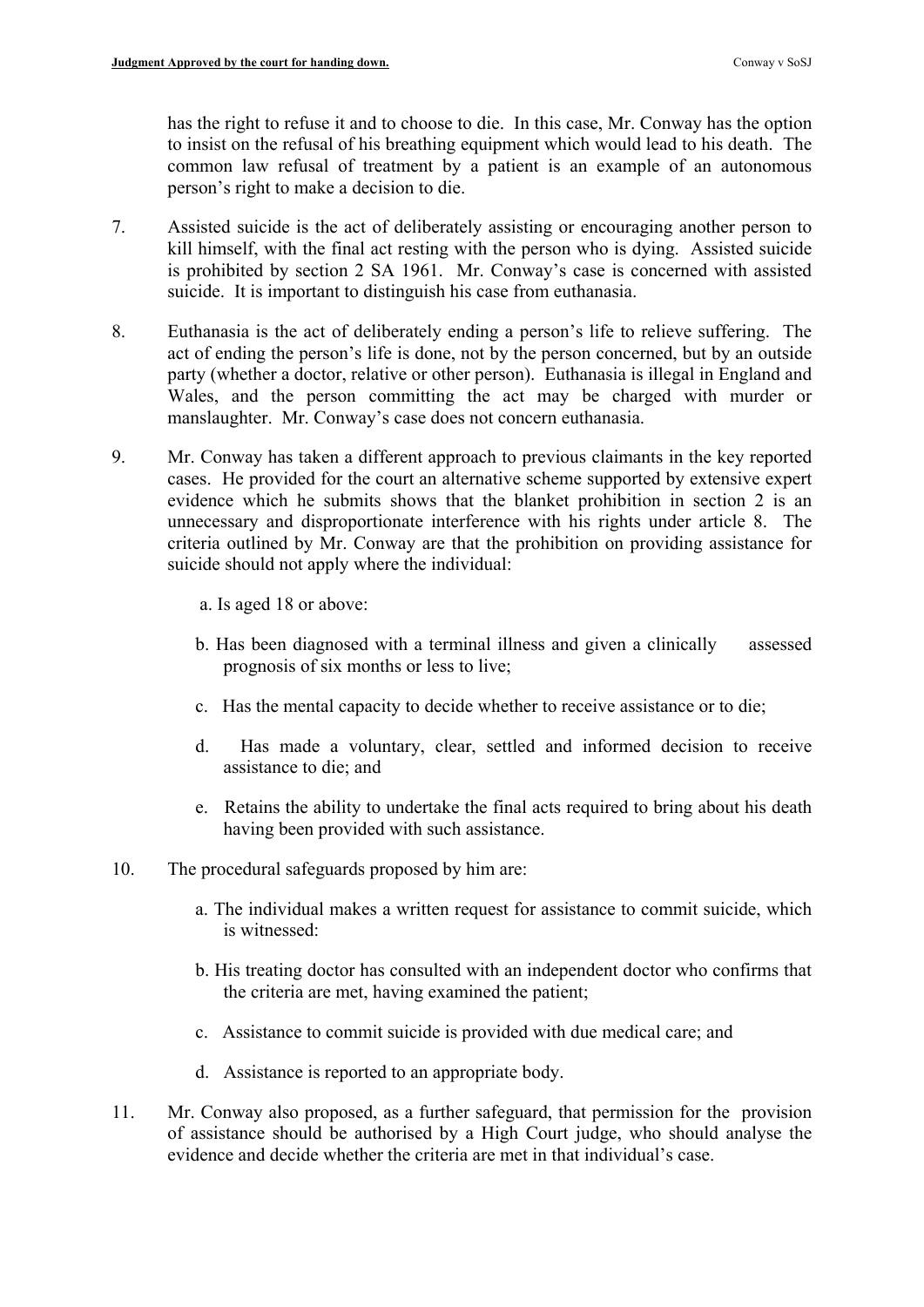has the right to refuse it and to choose to die. In this case, Mr. Conway has the option to insist on the refusal of his breathing equipment which would lead to his death. The common law refusal of treatment by a patient is an example of an autonomous person's right to make a decision to die.

7. Assisted suicide is the act of deliberately assisting or encouraging another person to kill himself, with the final act resting with the person who is dying. Assisted suicide is prohibited by section 2 SA 1961. Mr. Conway's case is concerned with assisted suicide. It is important to distinguish his case from euthanasia.

8. Euthanasia is the act of deliberately ending a person's life to relieve suffering. The act of ending the person's life is done, not by the person concerned, but by an outside party (whether a doctor, relative or other person). Euthanasia is illegal in England and Wales, and the person committing the act may be charged with murder or manslaughter. Mr. Conway's case does not concern euthanasia.

9. Mr. Conway has taken a different approach to previous claimants in the key reported cases. He provided for the court an alternative scheme supported by extensive expert evidence which he submits shows that the blanket prohibition in section 2 is an unnecessary and disproportionate interference with his rights under article 8. The criteria outlined by Mr. Conway are that the prohibition on providing assistance for suicide should not apply where the individual:

   a. Is aged 18 or above:

   b. Has been diagnosed with a terminal illness and given a clinically assessed prognosis of six months or less to live;

   c. Has the mental capacity to decide whether to receive assistance or to die;

   d. Has made a voluntary, clear, settled and informed decision to receive assistance to die; and

   e. Retains the ability to undertake the final acts required to bring about his death having been provided with such assistance.

10. The procedural safeguards proposed by him are:

   a. The individual makes a written request for assistance to commit suicide, which is witnessed:

   b. His treating doctor has consulted with an independent doctor who confirms that the criteria are met, having examined the patient;

   c. Assistance to commit suicide is provided with due medical care; and

   d. Assistance is reported to an appropriate body.

11. Mr. Conway also proposed, as a further safeguard, that permission for the provision of assistance should be authorised by a High Court judge, who should analyse the evidence and decide whether the criteria are met in that individual's case.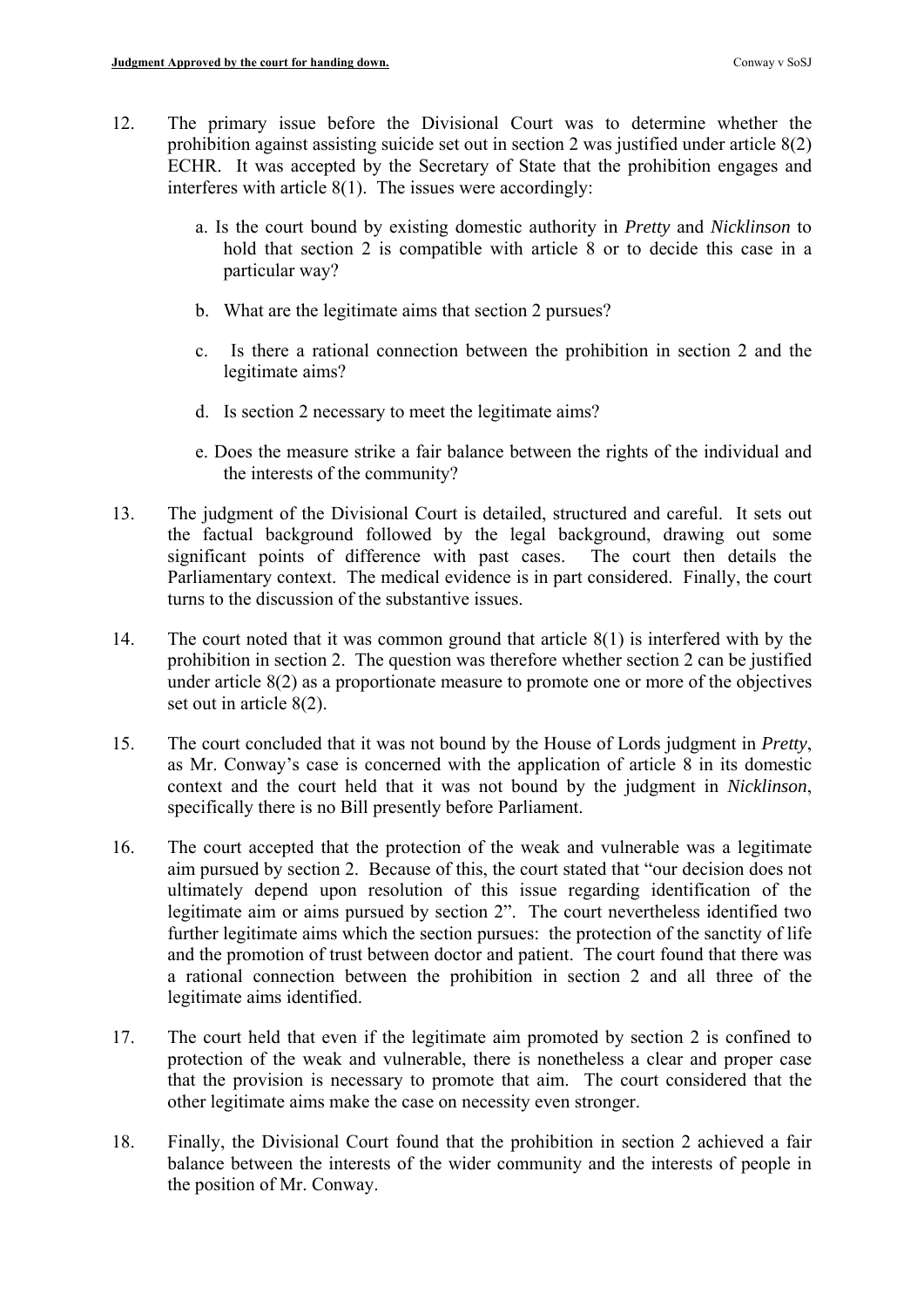12. The primary issue before the Divisional Court was to determine whether the prohibition against assisting suicide set out in section 2 was justified under article 8(2) ECHR. It was accepted by the Secretary of State that the prohibition engages and interferes with article 8(1). The issues were accordingly:

    a. Is the court bound by existing domestic authority in *Pretty* and *Nicklinson* to hold that section 2 is compatible with article 8 or to decide this case in a particular way?

    b. What are the legitimate aims that section 2 pursues?

    c. Is there a rational connection between the prohibition in section 2 and the legitimate aims?

    d. Is section 2 necessary to meet the legitimate aims?

    e. Does the measure strike a fair balance between the rights of the individual and the interests of the community?

13. The judgment of the Divisional Court is detailed, structured and careful. It sets out the factual background followed by the legal background, drawing out some significant points of difference with past cases. The court then details the Parliamentary context. The medical evidence is in part considered. Finally, the court turns to the discussion of the substantive issues.

14. The court noted that it was common ground that article 8(1) is interfered with by the prohibition in section 2. The question was therefore whether section 2 can be justified under article 8(2) as a proportionate measure to promote one or more of the objectives set out in article 8(2).

15. The court concluded that it was not bound by the House of Lords judgment in *Pretty*, as Mr. Conway's case is concerned with the application of article 8 in its domestic context and the court held that it was not bound by the judgment in *Nicklinson*, specifically there is no Bill presently before Parliament.

16. The court accepted that the protection of the weak and vulnerable was a legitimate aim pursued by section 2. Because of this, the court stated that "our decision does not ultimately depend upon resolution of this issue regarding identification of the legitimate aim or aims pursued by section 2". The court nevertheless identified two further legitimate aims which the section pursues: the protection of the sanctity of life and the promotion of trust between doctor and patient. The court found that there was a rational connection between the prohibition in section 2 and all three of the legitimate aims identified.

17. The court held that even if the legitimate aim promoted by section 2 is confined to protection of the weak and vulnerable, there is nonetheless a clear and proper case that the provision is necessary to promote that aim. The court considered that the other legitimate aims make the case on necessity even stronger.

18. Finally, the Divisional Court found that the prohibition in section 2 achieved a fair balance between the interests of the wider community and the interests of people in the position of Mr. Conway.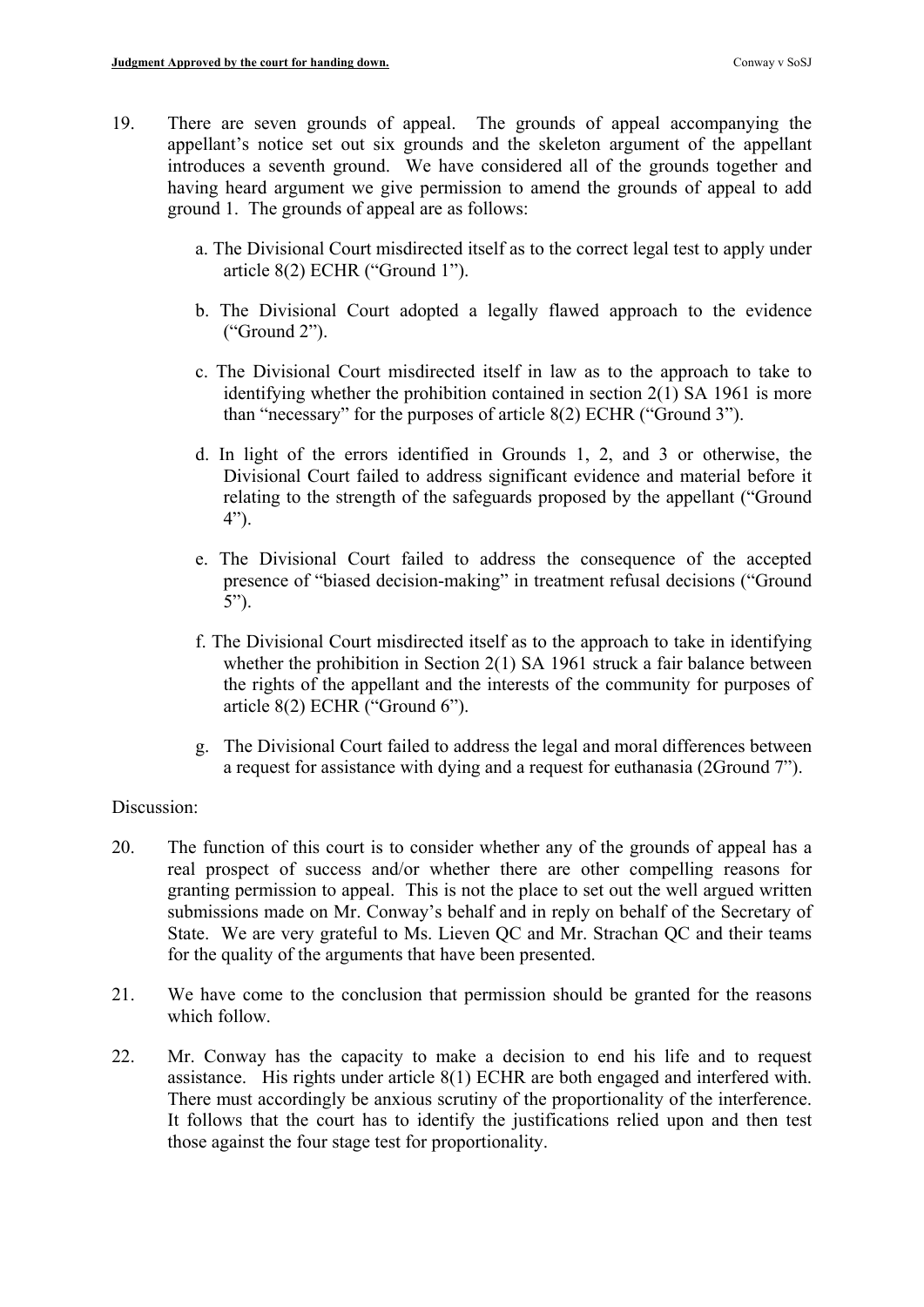19. There are seven grounds of appeal. The grounds of appeal accompanying the appellant's notice set out six grounds and the skeleton argument of the appellant introduces a seventh ground. We have considered all of the grounds together and having heard argument we give permission to amend the grounds of appeal to add ground 1. The grounds of appeal are as follows:

    a. The Divisional Court misdirected itself as to the correct legal test to apply under article 8(2) ECHR ("Ground 1").

    b. The Divisional Court adopted a legally flawed approach to the evidence ("Ground 2").

    c. The Divisional Court misdirected itself in law as to the approach to take to identifying whether the prohibition contained in section 2(1) SA 1961 is more than "necessary" for the purposes of article 8(2) ECHR ("Ground 3").

    d. In light of the errors identified in Grounds 1, 2, and 3 or otherwise, the Divisional Court failed to address significant evidence and material before it relating to the strength of the safeguards proposed by the appellant ("Ground 4").

    e. The Divisional Court failed to address the consequence of the accepted presence of "biased decision-making" in treatment refusal decisions ("Ground 5").

    f. The Divisional Court misdirected itself as to the approach to take in identifying whether the prohibition in Section 2(1) SA 1961 struck a fair balance between the rights of the appellant and the interests of the community for purposes of article 8(2) ECHR ("Ground 6").

    g. The Divisional Court failed to address the legal and moral differences between a request for assistance with dying and a request for euthanasia (2Ground 7").

Discussion:

20. The function of this court is to consider whether any of the grounds of appeal has a real prospect of success and/or whether there are other compelling reasons for granting permission to appeal. This is not the place to set out the well argued written submissions made on Mr. Conway's behalf and in reply on behalf of the Secretary of State. We are very grateful to Ms. Lieven QC and Mr. Strachan QC and their teams for the quality of the arguments that have been presented.

21. We have come to the conclusion that permission should be granted for the reasons which follow.

22. Mr. Conway has the capacity to make a decision to end his life and to request assistance. His rights under article 8(1) ECHR are both engaged and interfered with. There must accordingly be anxious scrutiny of the proportionality of the interference. It follows that the court has to identify the justifications relied upon and then test those against the four stage test for proportionality.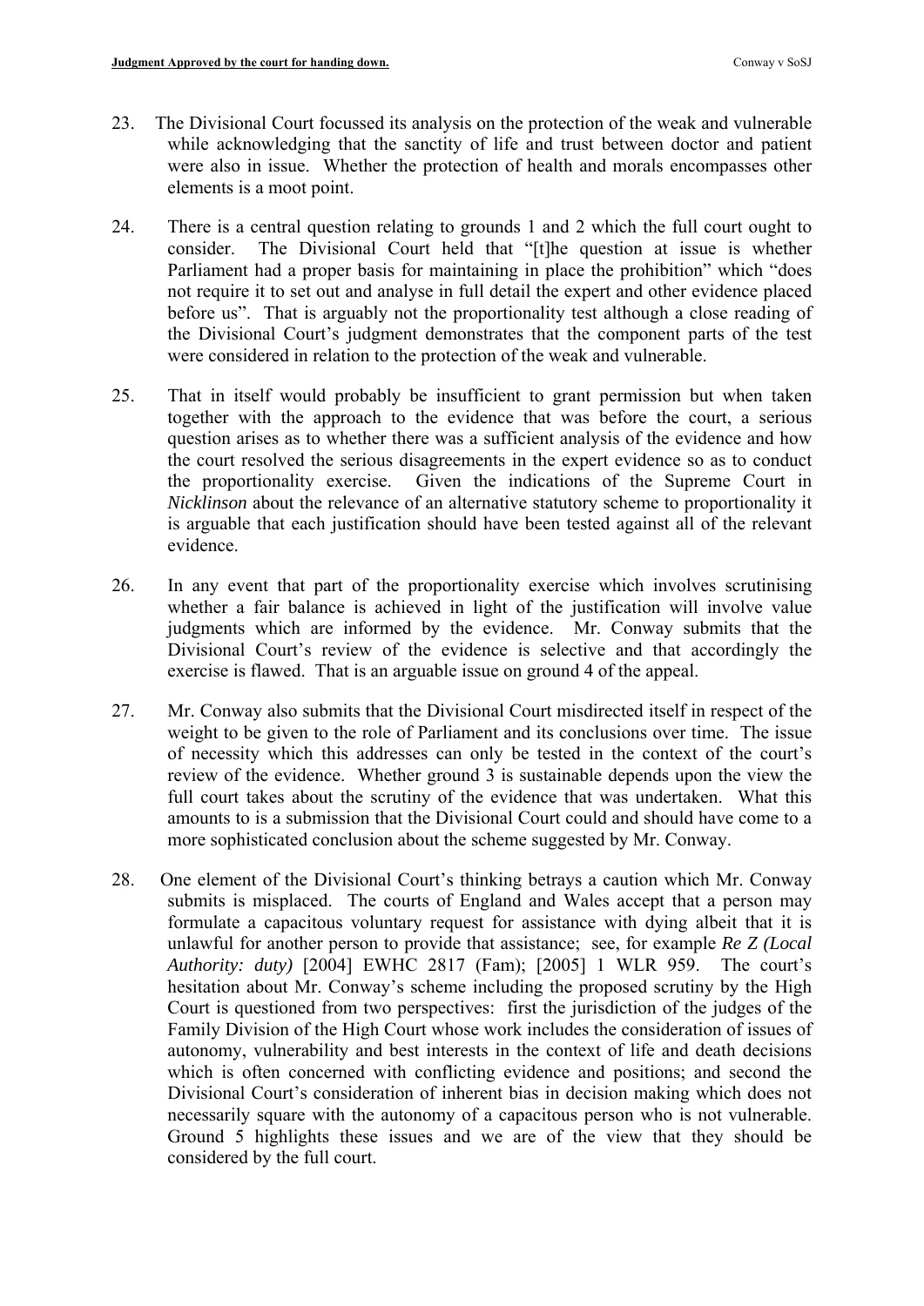23. The Divisional Court focussed its analysis on the protection of the weak and vulnerable while acknowledging that the sanctity of life and trust between doctor and patient were also in issue. Whether the protection of health and morals encompasses other elements is a moot point.

24. There is a central question relating to grounds 1 and 2 which the full court ought to consider. The Divisional Court held that "[t]he question at issue is whether Parliament had a proper basis for maintaining in place the prohibition" which "does not require it to set out and analyse in full detail the expert and other evidence placed before us". That is arguably not the proportionality test although a close reading of the Divisional Court's judgment demonstrates that the component parts of the test were considered in relation to the protection of the weak and vulnerable.

25. That in itself would probably be insufficient to grant permission but when taken together with the approach to the evidence that was before the court, a serious question arises as to whether there was a sufficient analysis of the evidence and how the court resolved the serious disagreements in the expert evidence so as to conduct the proportionality exercise. Given the indications of the Supreme Court in *Nicklinson* about the relevance of an alternative statutory scheme to proportionality it is arguable that each justification should have been tested against all of the relevant evidence.

26. In any event that part of the proportionality exercise which involves scrutinising whether a fair balance is achieved in light of the justification will involve value judgments which are informed by the evidence. Mr. Conway submits that the Divisional Court's review of the evidence is selective and that accordingly the exercise is flawed. That is an arguable issue on ground 4 of the appeal.

27. Mr. Conway also submits that the Divisional Court misdirected itself in respect of the weight to be given to the role of Parliament and its conclusions over time. The issue of necessity which this addresses can only be tested in the context of the court's review of the evidence. Whether ground 3 is sustainable depends upon the view the full court takes about the scrutiny of the evidence that was undertaken. What this amounts to is a submission that the Divisional Court could and should have come to a more sophisticated conclusion about the scheme suggested by Mr. Conway.

28. One element of the Divisional Court's thinking betrays a caution which Mr. Conway submits is misplaced. The courts of England and Wales accept that a person may formulate a capacitous voluntary request for assistance with dying albeit that it is unlawful for another person to provide that assistance; see, for example *Re Z (Local Authority: duty)* [2004] EWHC 2817 (Fam); [2005] 1 WLR 959. The court's hesitation about Mr. Conway's scheme including the proposed scrutiny by the High Court is questioned from two perspectives: first the jurisdiction of the judges of the Family Division of the High Court whose work includes the consideration of issues of autonomy, vulnerability and best interests in the context of life and death decisions which is often concerned with conflicting evidence and positions; and second the Divisional Court's consideration of inherent bias in decision making which does not necessarily square with the autonomy of a capacitous person who is not vulnerable. Ground 5 highlights these issues and we are of the view that they should be considered by the full court.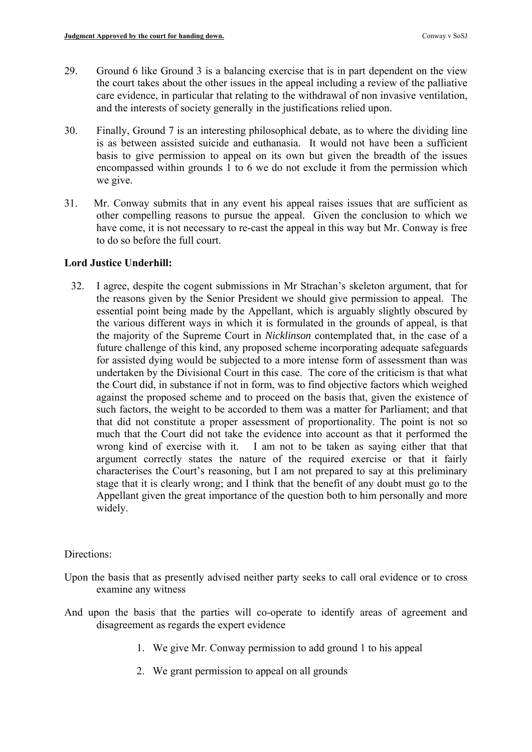29. Ground 6 like Ground 3 is a balancing exercise that is in part dependent on the view the court takes about the other issues in the appeal including a review of the palliative care evidence, in particular that relating to the withdrawal of non invasive ventilation, and the interests of society generally in the justifications relied upon.

30. Finally, Ground 7 is an interesting philosophical debate, as to where the dividing line is as between assisted suicide and euthanasia. It would not have been a sufficient basis to give permission to appeal on its own but given the breadth of the issues encompassed within grounds 1 to 6 we do not exclude it from the permission which we give.

31. Mr. Conway submits that in any event his appeal raises issues that are sufficient as other compelling reasons to pursue the appeal. Given the conclusion to which we have come, it is not necessary to re-cast the appeal in this way but Mr. Conway is free to do so before the full court.

**Lord Justice Underhill:**

32. I agree, despite the cogent submissions in Mr Strachan's skeleton argument, that for the reasons given by the Senior President we should give permission to appeal. The essential point being made by the Appellant, which is arguably slightly obscured by the various different ways in which it is formulated in the grounds of appeal, is that the majority of the Supreme Court in *Nicklinson* contemplated that, in the case of a future challenge of this kind, any proposed scheme incorporating adequate safeguards for assisted dying would be subjected to a more intense form of assessment than was undertaken by the Divisional Court in this case. The core of the criticism is that what the Court did, in substance if not in form, was to find objective factors which weighed against the proposed scheme and to proceed on the basis that, given the existence of such factors, the weight to be accorded to them was a matter for Parliament; and that that did not constitute a proper assessment of proportionality. The point is not so much that the Court did not take the evidence into account as that it performed the wrong kind of exercise with it. I am not to be taken as saying either that that argument correctly states the nature of the required exercise or that it fairly characterises the Court's reasoning, but I am not prepared to say at this preliminary stage that it is clearly wrong; and I think that the benefit of any doubt must go to the Appellant given the great importance of the question both to him personally and more widely.

Directions:

Upon the basis that as presently advised neither party seeks to call oral evidence or to cross examine any witness

And upon the basis that the parties will co-operate to identify areas of agreement and disagreement as regards the expert evidence

1. We give Mr. Conway permission to add ground 1 to his appeal
2. We grant permission to appeal on all grounds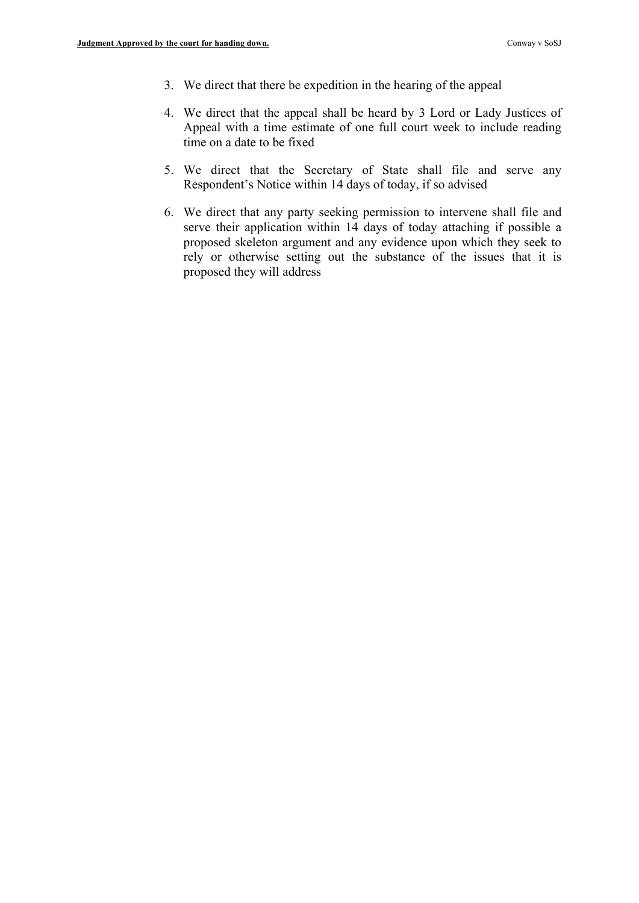3. We direct that there be expedition in the hearing of the appeal

4. We direct that the appeal shall be heard by 3 Lord or Lady Justices of Appeal with a time estimate of one full court week to include reading time on a date to be fixed

5. We direct that the Secretary of State shall file and serve any Respondent's Notice within 14 days of today, if so advised

6. We direct that any party seeking permission to intervene shall file and serve their application within 14 days of today attaching if possible a proposed skeleton argument and any evidence upon which they seek to rely or otherwise setting out the substance of the issues that it is proposed they will address